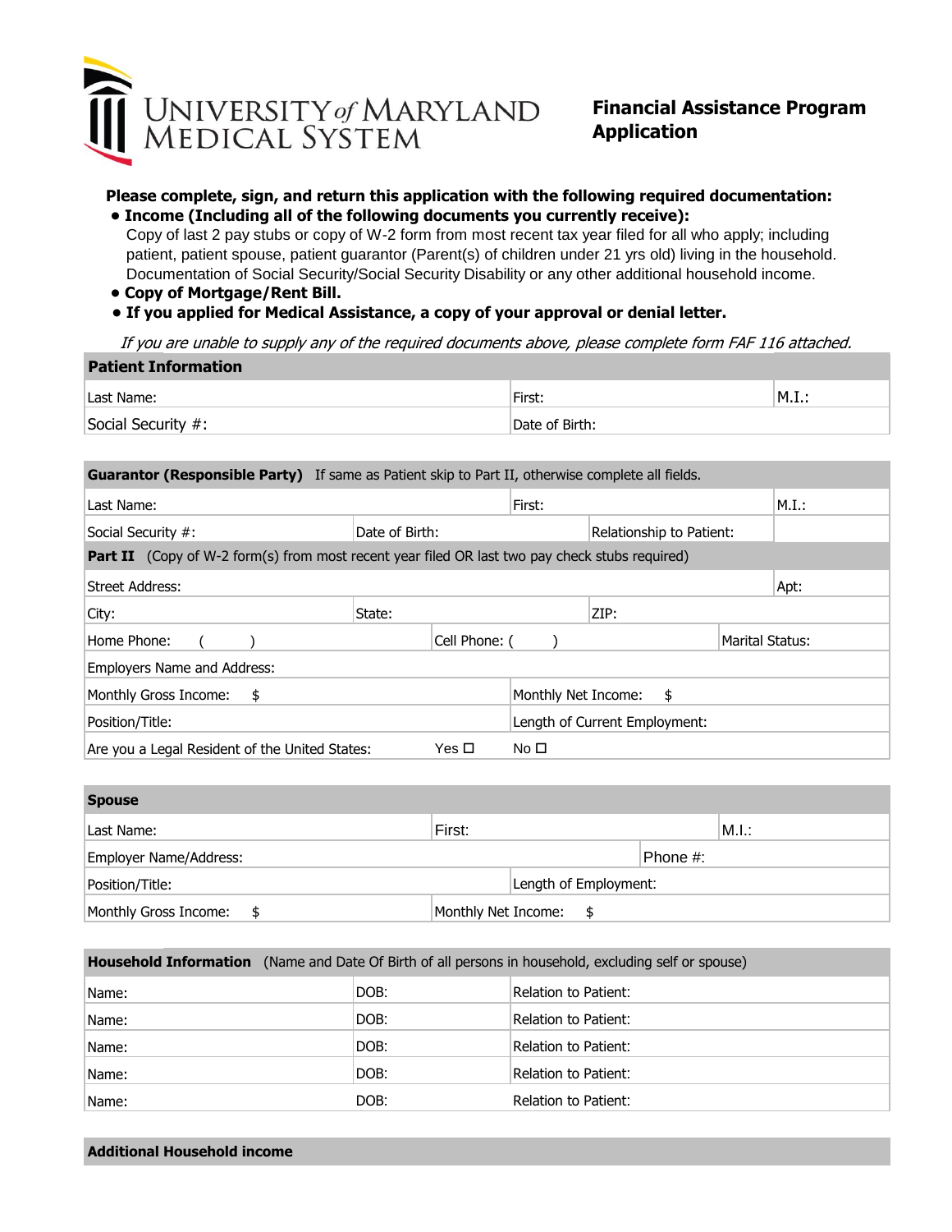# UNIVERSITY of MARYLAND MEDICAL SYSTEM

## Financial Assistance Program Application

**Please complete, sign, and return this application with the following required documentation:**

- **Income (Including all of the following documents you currently receive):**
  Copy of last 2 pay stubs or copy of W-2 form from most recent tax year filed for all who apply; including patient, patient spouse, patient guarantor (Parent(s) of children under 21 yrs old) living in the household. Documentation of Social Security/Social Security Disability or any other additional household income.
- **Copy of Mortgage/Rent Bill.**
- **If you applied for Medical Assistance, a copy of your approval or denial letter.**

*If you are unable to supply any of the required documents above, please complete form FAF 116 attached.*

| **Patient Information** | | |
|---|---|---|
| Last Name: | First: | M.I.: |
| Social Security #: | Date of Birth: | |

| **Guarantor (Responsible Party)** If same as Patient skip to Part II, otherwise complete all fields. | | | | |
|---|---|---|---|---|
| Last Name: | | First: | | M.I.: |
| Social Security #: | Date of Birth: | | Relationship to Patient: | |
| **Part II** (Copy of W-2 form(s) from most recent year filed OR last two pay check stubs required) | | | | |
| Street Address: | | | | Apt: |
| City: | State: | | ZIP: | |
| Home Phone: ( ) | | Cell Phone: ( ) | | Marital Status: |
| Employers Name and Address: | | | | |
| Monthly Gross Income: $ | | Monthly Net Income: $ | | |
| Position/Title: | | Length of Current Employment: | | |
| Are you a Legal Resident of the United States: | Yes ☐ | No ☐ | | |

| **Spouse** | | | |
|---|---|---|---|
| Last Name: | First: | | M.I.: |
| Employer Name/Address: | | Phone #: | |
| Position/Title: | Length of Employment: | | |
| Monthly Gross Income: $ | Monthly Net Income: $ | | |

| **Household Information** (Name and Date Of Birth of all persons in household, excluding self or spouse) | | |
|---|---|---|
| Name: | DOB: | Relation to Patient: |
| Name: | DOB: | Relation to Patient: |
| Name: | DOB: | Relation to Patient: |
| Name: | DOB: | Relation to Patient: |
| Name: | DOB: | Relation to Patient: |

**Additional Household income**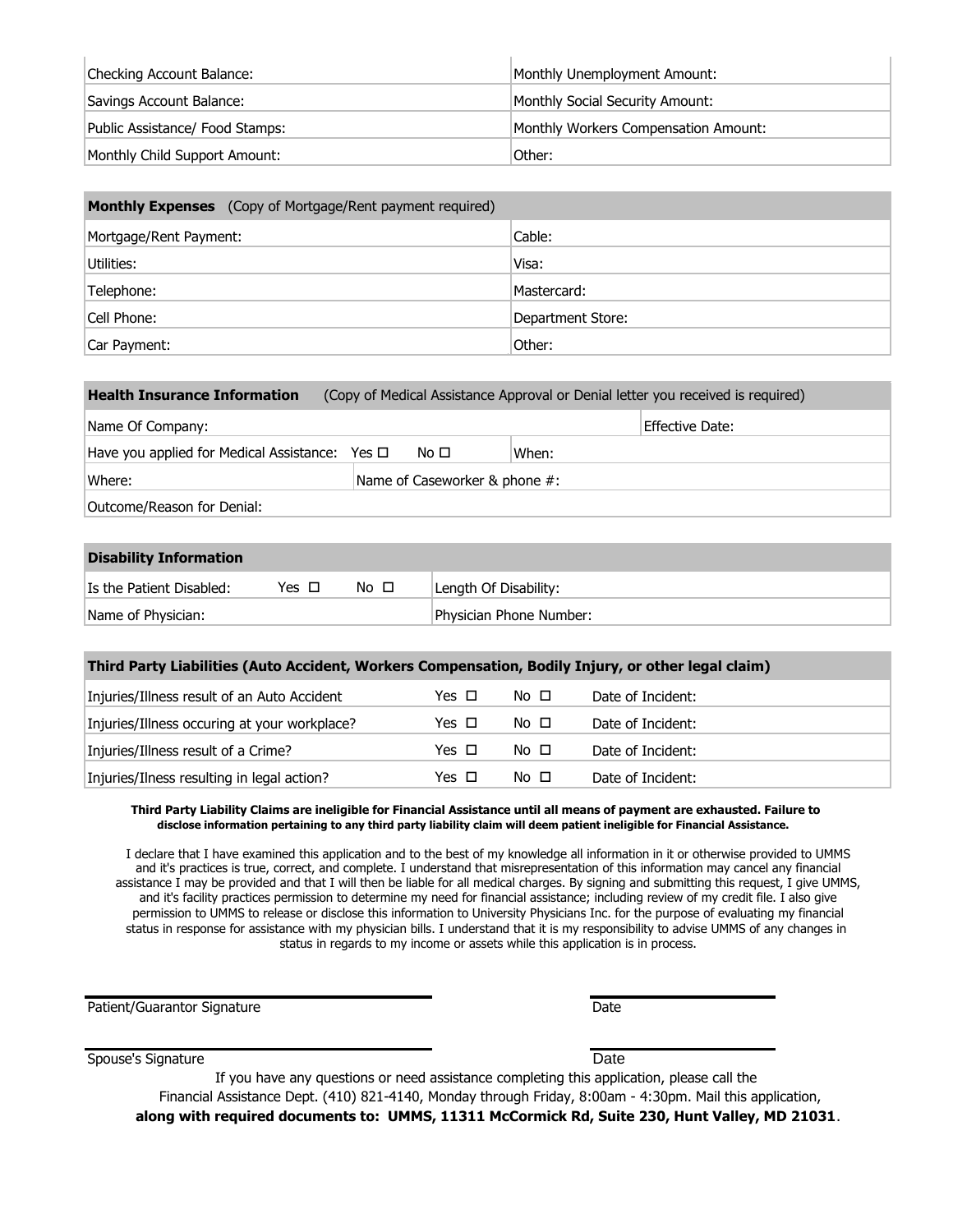| | |
|---|---|
| Checking Account Balance: | Monthly Unemployment Amount: |
| Savings Account Balance: | Monthly Social Security Amount: |
| Public Assistance/ Food Stamps: | Monthly Workers Compensation Amount: |
| Monthly Child Support Amount: | Other: |

| **Monthly Expenses** (Copy of Mortgage/Rent payment required) | |
|---|---|
| Mortgage/Rent Payment: | Cable: |
| Utilities: | Visa: |
| Telephone: | Mastercard: |
| Cell Phone: | Department Store: |
| Car Payment: | Other: |

| **Health Insurance Information** (Copy of Medical Assistance Approval or Denial letter you received is required) | | | |
|---|---|---|---|
| Name Of Company: | | | Effective Date: |
| Have you applied for Medical Assistance: Yes ☐ No ☐ | | When: | |
| Where: | Name of Caseworker & phone #: | | |
| Outcome/Reason for Denial: | | | |

| **Disability Information** | | | |
|---|---|---|---|
| Is the Patient Disabled: | Yes ☐ | No ☐ | Length Of Disability: |
| Name of Physician: | | | Physician Phone Number: |

| **Third Party Liabilities (Auto Accident, Workers Compensation, Bodily Injury, or other legal claim)** | | | |
|---|---|---|---|
| Injuries/Illness result of an Auto Accident | Yes ☐ | No ☐ | Date of Incident: |
| Injuries/Illness occuring at your workplace? | Yes ☐ | No ☐ | Date of Incident: |
| Injuries/Illness result of a Crime? | Yes ☐ | No ☐ | Date of Incident: |
| Injuries/Ilness resulting in legal action? | Yes ☐ | No ☐ | Date of Incident: |

**Third Party Liability Claims are ineligible for Financial Assistance until all means of payment are exhausted. Failure to disclose information pertaining to any third party liability claim will deem patient ineligible for Financial Assistance.**

I declare that I have examined this application and to the best of my knowledge all information in it or otherwise provided to UMMS and it's practices is true, correct, and complete. I understand that misrepresentation of this information may cancel any financial assistance I may be provided and that I will then be liable for all medical charges. By signing and submitting this request, I give UMMS, and it's facility practices permission to determine my need for financial assistance; including review of my credit file. I also give permission to UMMS to release or disclose this information to University Physicians Inc. for the purpose of evaluating my financial status in response for assistance with my physician bills. I understand that it is my responsibility to advise UMMS of any changes in status in regards to my income or assets while this application is in process.

Patient/Guarantor Signature ______________________ Date ____________

Spouse's Signature ______________________ Date ____________

If you have any questions or need assistance completing this application, please call the Financial Assistance Dept. (410) 821-4140, Monday through Friday, 8:00am - 4:30pm. Mail this application, **along with required documents to: UMMS, 11311 McCormick Rd, Suite 230, Hunt Valley, MD 21031**.